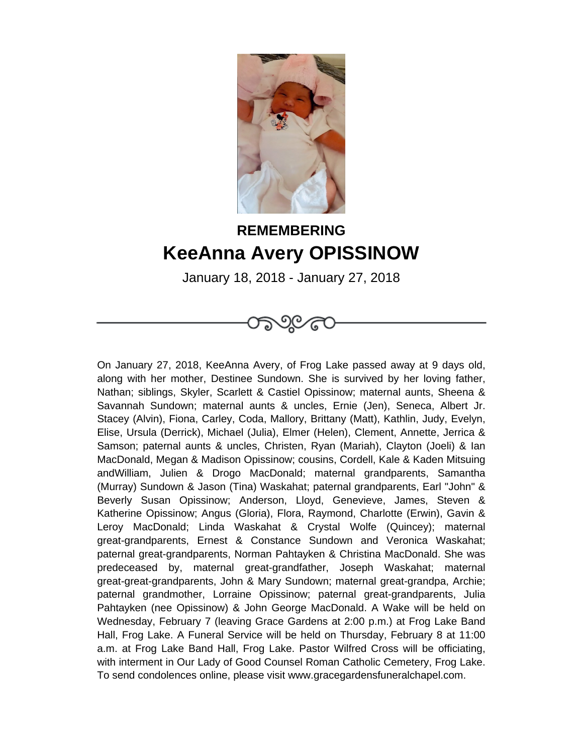## REMEMBERING

# KeeAnna Avery OPISSINOW

January 18, 2018 - January 27, 2018

---

On January 27, 2018, KeeAnna Avery, of Frog Lake passed away at 9 days old, along with her mother, Destinee Sundown. She is survived by her loving father, Nathan; siblings, Skyler, Scarlett & Castiel Opissinow; maternal aunts, Sheena & Savannah Sundown; maternal aunts & uncles, Ernie (Jen), Seneca, Albert Jr. Stacey (Alvin), Fiona, Carley, Coda, Mallory, Brittany (Matt), Kathlin, Judy, Evelyn, Elise, Ursula (Derrick), Michael (Julia), Elmer (Helen), Clement, Annette, Jerrica & Samson; paternal aunts & uncles, Christen, Ryan (Mariah), Clayton (Joeli) & Ian MacDonald, Megan & Madison Opissinow; cousins, Cordell, Kale & Kaden Mitsuing andWilliam, Julien & Drogo MacDonald; maternal grandparents, Samantha (Murray) Sundown & Jason (Tina) Waskahat; paternal grandparents, Earl "John" & Beverly Susan Opissinow; Anderson, Lloyd, Genevieve, James, Steven & Katherine Opissinow; Angus (Gloria), Flora, Raymond, Charlotte (Erwin), Gavin & Leroy MacDonald; Linda Waskahat & Crystal Wolfe (Quincey); maternal great-grandparents, Ernest & Constance Sundown and Veronica Waskahat; paternal great-grandparents, Norman Pahtayken & Christina MacDonald. She was predeceased by, maternal great-grandfather, Joseph Waskahat; maternal great-great-grandparents, John & Mary Sundown; maternal great-grandpa, Archie; paternal grandmother, Lorraine Opissinow; paternal great-grandparents, Julia Pahtayken (nee Opissinow) & John George MacDonald. A Wake will be held on Wednesday, February 7 (leaving Grace Gardens at 2:00 p.m.) at Frog Lake Band Hall, Frog Lake. A Funeral Service will be held on Thursday, February 8 at 11:00 a.m. at Frog Lake Band Hall, Frog Lake. Pastor Wilfred Cross will be officiating, with interment in Our Lady of Good Counsel Roman Catholic Cemetery, Frog Lake. To send condolences online, please visit www.gracegardensfuneralchapel.com.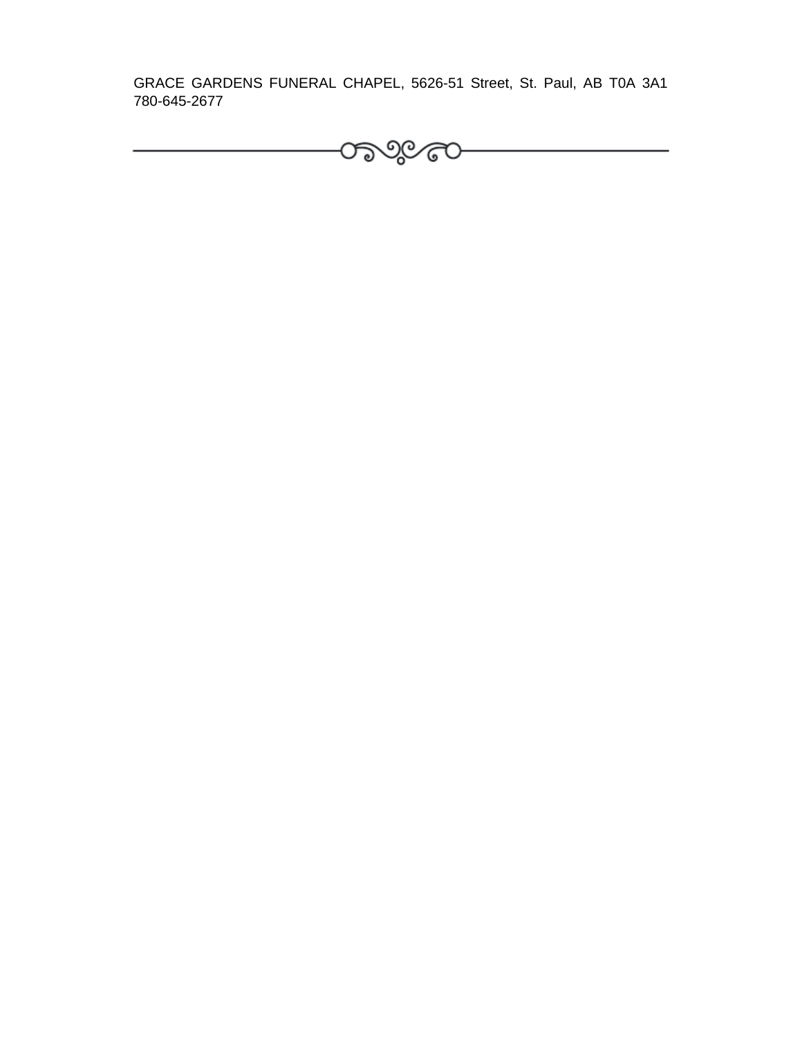GRACE GARDENS FUNERAL CHAPEL, 5626-51 Street, St. Paul, AB T0A 3A1
780-645-2677